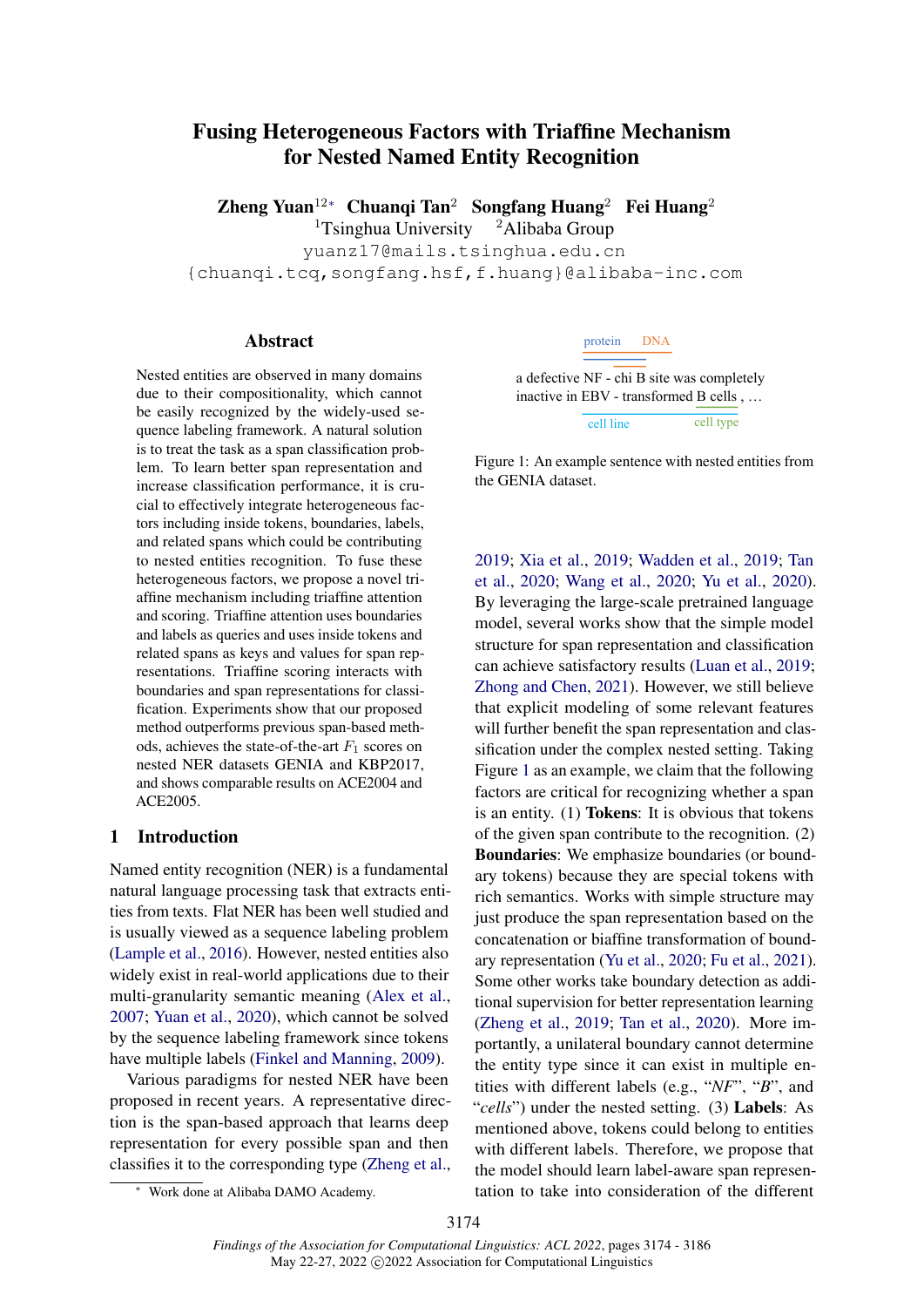# Fusing Heterogeneous Factors with Triaffine Mechanism for Nested Named Entity Recognition

**Zheng Yuan**[1,2*] **Chuanqi Tan**[2] **Songfang Huang**[2] **Fei Huang**[2]

[1]Tsinghua University [2]Alibaba Group

yuanz17@mails.tsinghua.edu.cn

{chuanqi.tcq,songfang.hsf,f.huang}@alibaba-inc.com

## Abstract

Nested entities are observed in many domains due to their compositionality, which cannot be easily recognized by the widely-used sequence labeling framework. A natural solution is to treat the task as a span classification problem. To learn better span representation and increase classification performance, it is crucial to effectively integrate heterogeneous factors including inside tokens, boundaries, labels, and related spans which could be contributing to nested entities recognition. To fuse these heterogeneous factors, we propose a novel triaffine mechanism including triaffine attention and scoring. Triaffine attention uses boundaries and labels as queries and uses inside tokens and related spans as keys and values for span representations. Triaffine scoring interacts with boundaries and span representations for classification. Experiments show that our proposed method outperforms previous span-based methods, achieves the state-of-the-art $F_1$ scores on nested NER datasets GENIA and KBP2017, and shows comparable results on ACE2004 and ACE2005.

## 1 Introduction

Named entity recognition (NER) is a fundamental natural language processing task that extracts entities from texts. Flat NER has been well studied and is usually viewed as a sequence labeling problem (Lample et al., 2016). However, nested entities also widely exist in real-world applications due to their multi-granularity semantic meaning (Alex et al., 2007; Yuan et al., 2020), which cannot be solved by the sequence labeling framework since tokens have multiple labels (Finkel and Manning, 2009).

Various paradigms for nested NER have been proposed in recent years. A representative direction is the span-based approach that learns deep representation for every possible span and then classifies it to the corresponding type (Zheng et al., 2019; Xia et al., 2019; Wadden et al., 2019; Tan et al., 2020; Wang et al., 2020; Yu et al., 2020). By leveraging the large-scale pretrained language model, several works show that the simple model structure for span representation and classification can achieve satisfactory results (Luan et al., 2019; Zhong and Chen, 2021). However, we still believe that explicit modeling of some relevant features will further benefit the span representation and classification under the complex nested setting. Taking Figure 1 as an example, we claim that the following factors are critical for recognizing whether a span is an entity. (1) **Tokens**: It is obvious that tokens of the given span contribute to the recognition. (2) **Boundaries**: We emphasize boundaries (or boundary tokens) because they are special tokens with rich semantics. Works with simple structure may just produce the span representation based on the concatenation or biaffine transformation of boundary representation (Yu et al., 2020; Fu et al., 2021). Some other works take boundary detection as additional supervision for better representation learning (Zheng et al., 2019; Tan et al., 2020). More importantly, a unilateral boundary cannot determine the entity type since it can exist in multiple entities with different labels (e.g., "*NF*", "*B*", and "*cells*") under the nested setting. (3) **Labels**: As mentioned above, tokens could belong to entities with different labels. Therefore, we propose that the model should learn label-aware span representation to take into consideration of the different

protein DNA

a defective NF - chi B site was completely inactive in EBV - transformed B cells , …

cell line cell type

Figure 1: An example sentence with nested entities from the GENIA dataset.

[*] Work done at Alibaba DAMO Academy.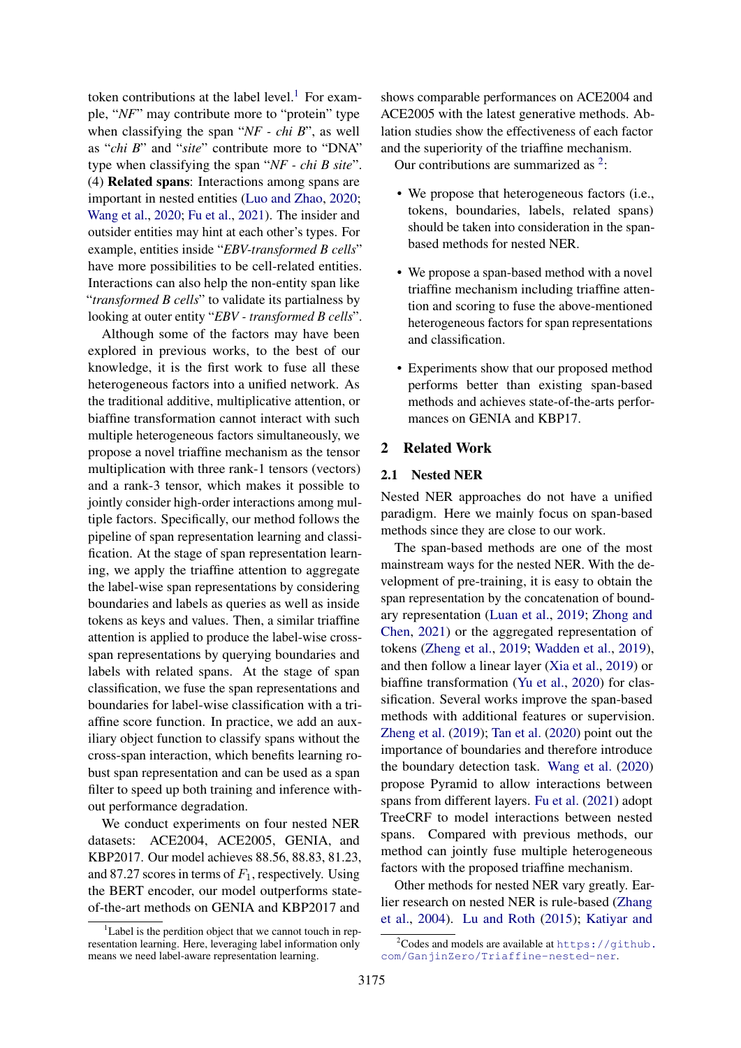token contributions at the label level.[1] For example, "*NF*" may contribute more to "protein" type when classifying the span "*NF - chi B*", as well as "*chi B*" and "*site*" contribute more to "DNA" type when classifying the span "*NF - chi B site*". (4) **Related spans**: Interactions among spans are important in nested entities (Luo and Zhao, 2020; Wang et al., 2020; Fu et al., 2021). The insider and outsider entities may hint at each other's types. For example, entities inside "*EBV-transformed B cells*" have more possibilities to be cell-related entities. Interactions can also help the non-entity span like "*transformed B cells*" to validate its partialness by looking at outer entity "*EBV - transformed B cells*".

Although some of the factors may have been explored in previous works, to the best of our knowledge, it is the first work to fuse all these heterogeneous factors into a unified network. As the traditional additive, multiplicative attention, or biaffine transformation cannot interact with such multiple heterogeneous factors simultaneously, we propose a novel triaffine mechanism as the tensor multiplication with three rank-1 tensors (vectors) and a rank-3 tensor, which makes it possible to jointly consider high-order interactions among multiple factors. Specifically, our method follows the pipeline of span representation learning and classification. At the stage of span representation learning, we apply the triaffine attention to aggregate the label-wise span representations by considering boundaries and labels as queries as well as inside tokens as keys and values. Then, a similar triaffine attention is applied to produce the label-wise cross-span representations by querying boundaries and labels with related spans. At the stage of span classification, we fuse the span representations and boundaries for label-wise classification with a triaffine score function. In practice, we add an auxiliary object function to classify spans without the cross-span interaction, which benefits learning robust span representation and can be used as a span filter to speed up both training and inference without performance degradation.

We conduct experiments on four nested NER datasets: ACE2004, ACE2005, GENIA, and KBP2017. Our model achieves 88.56, 88.83, 81.23, and 87.27 scores in terms of $F_1$, respectively. Using the BERT encoder, our model outperforms state-of-the-art methods on GENIA and KBP2017 and shows comparable performances on ACE2004 and ACE2005 with the latest generative methods. Ablation studies show the effectiveness of each factor and the superiority of the triaffine mechanism.

Our contributions are summarized as [2]:

- We propose that heterogeneous factors (i.e., tokens, boundaries, labels, related spans) should be taken into consideration in the span-based methods for nested NER.
- We propose a span-based method with a novel triaffine mechanism including triaffine attention and scoring to fuse the above-mentioned heterogeneous factors for span representations and classification.
- Experiments show that our proposed method performs better than existing span-based methods and achieves state-of-the-arts performances on GENIA and KBP17.

## 2 Related Work

### 2.1 Nested NER

Nested NER approaches do not have a unified paradigm. Here we mainly focus on span-based methods since they are close to our work.

The span-based methods are one of the most mainstream ways for the nested NER. With the development of pre-training, it is easy to obtain the span representation by the concatenation of boundary representation (Luan et al., 2019; Zhong and Chen, 2021) or the aggregated representation of tokens (Zheng et al., 2019; Wadden et al., 2019), and then follow a linear layer (Xia et al., 2019) or biaffine transformation (Yu et al., 2020) for classification. Several works improve the span-based methods with additional features or supervision. Zheng et al. (2019); Tan et al. (2020) point out the importance of boundaries and therefore introduce the boundary detection task. Wang et al. (2020) propose Pyramid to allow interactions between spans from different layers. Fu et al. (2021) adopt TreeCRF to model interactions between nested spans. Compared with previous methods, our method can jointly fuse multiple heterogeneous factors with the proposed triaffine mechanism.

Other methods for nested NER vary greatly. Earlier research on nested NER is rule-based (Zhang et al., 2004). Lu and Roth (2015); Katiyar and

[1] Label is the perdition object that we cannot touch in representation learning. Here, leveraging label information only means we need label-aware representation learning.

[2] Codes and models are available at https://github.com/GanjinZero/Triaffine-nested-ner.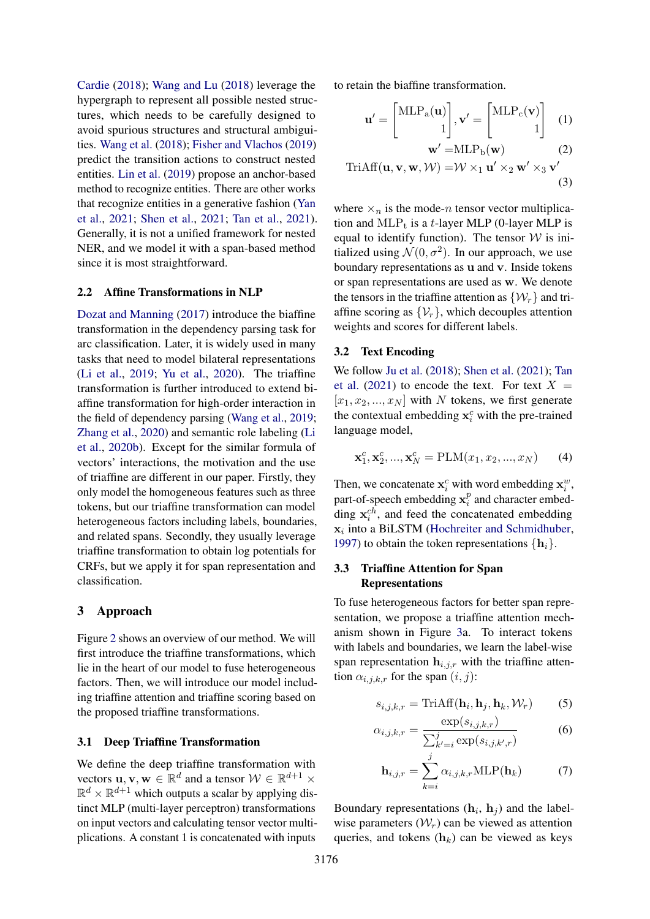Cardie (2018); Wang and Lu (2018) leverage the hypergraph to represent all possible nested structures, which needs to be carefully designed to avoid spurious structures and structural ambiguities. Wang et al. (2018); Fisher and Vlachos (2019) predict the transition actions to construct nested entities. Lin et al. (2019) propose an anchor-based method to recognize entities. There are other works that recognize entities in a generative fashion (Yan et al., 2021; Shen et al., 2021; Tan et al., 2021). Generally, it is not a unified framework for nested NER, and we model it with a span-based method since it is most straightforward.

### 2.2 Affine Transformations in NLP

Dozat and Manning (2017) introduce the biaffine transformation in the dependency parsing task for arc classification. Later, it is widely used in many tasks that need to model bilateral representations (Li et al., 2019; Yu et al., 2020). The triaffine transformation is further introduced to extend biaffine transformation for high-order interaction in the field of dependency parsing (Wang et al., 2019; Zhang et al., 2020) and semantic role labeling (Li et al., 2020b). Except for the similar formula of vectors' interactions, the motivation and the use of triaffine are different in our paper. Firstly, they only model the homogeneous features such as three tokens, but our triaffine transformation can model heterogeneous factors including labels, boundaries, and related spans. Secondly, they usually leverage triaffine transformation to obtain log potentials for CRFs, but we apply it for span representation and classification.

## 3 Approach

Figure 2 shows an overview of our method. We will first introduce the triaffine transformations, which lie in the heart of our model to fuse heterogeneous factors. Then, we will introduce our model including triaffine attention and triaffine scoring based on the proposed triaffine transformations.

### 3.1 Deep Triaffine Transformation

We define the deep triaffine transformation with vectors $\mathbf{u}, \mathbf{v}, \mathbf{w} \in \mathbb{R}^d$ and a tensor $\mathcal{W} \in \mathbb{R}^{d+1} \times \mathbb{R}^d \times \mathbb{R}^{d+1}$ which outputs a scalar by applying distinct MLP (multi-layer perceptron) transformations on input vectors and calculating tensor vector multiplications. A constant 1 is concatenated with inputs to retain the biaffine transformation.

$$\mathbf{u}' = \begin{bmatrix} \mathrm{MLP_a}(\mathbf{u}) \\ 1 \end{bmatrix}, \mathbf{v}' = \begin{bmatrix} \mathrm{MLP_c}(\mathbf{v}) \\ 1 \end{bmatrix} \quad (1)$$

$$\mathbf{w}' = \mathrm{MLP_b}(\mathbf{w}) \quad (2)$$

$$\mathrm{TriAff}(\mathbf{u}, \mathbf{v}, \mathbf{w}, \mathcal{W}) = \mathcal{W} \times_1 \mathbf{u}' \times_2 \mathbf{w}' \times_3 \mathbf{v}' \quad (3)$$

where $\times_n$ is the mode-$n$ tensor vector multiplication and $\mathrm{MLP_t}$ is a $t$-layer MLP (0-layer MLP is equal to identify function). The tensor $\mathcal{W}$ is initialized using $\mathcal{N}(0, \sigma^2)$. In our approach, we use boundary representations as $\mathbf{u}$ and $\mathbf{v}$. Inside tokens or span representations are used as $\mathbf{w}$. We denote the tensors in the triaffine attention as $\{\mathcal{W}_r\}$ and triaffine scoring as $\{\mathcal{V}_r\}$, which decouples attention weights and scores for different labels.

### 3.2 Text Encoding

We follow Ju et al. (2018); Shen et al. (2021); Tan et al. (2021) to encode the text. For text $X = [x_1, x_2, ..., x_N]$ with $N$ tokens, we first generate the contextual embedding $\mathbf{x}_i^c$ with the pre-trained language model,

$$\mathbf{x}_1^c, \mathbf{x}_2^c, ..., \mathbf{x}_N^c = \mathrm{PLM}(x_1, x_2, ..., x_N) \quad (4)$$

Then, we concatenate $\mathbf{x}_i^c$ with word embedding $\mathbf{x}_i^w$, part-of-speech embedding $\mathbf{x}_i^p$ and character embedding $\mathbf{x}_i^{ch}$, and feed the concatenated embedding $\mathbf{x}_i$ into a BiLSTM (Hochreiter and Schmidhuber, 1997) to obtain the token representations $\{\mathbf{h}_i\}$.

### 3.3 Triaffine Attention for Span Representations

To fuse heterogeneous factors for better span representation, we propose a triaffine attention mechanism shown in Figure 3a. To interact tokens with labels and boundaries, we learn the label-wise span representation $\mathbf{h}_{i,j,r}$ with the triaffine attention $\alpha_{i,j,k,r}$ for the span $(i, j)$:

$$s_{i,j,k,r} = \mathrm{TriAff}(\mathbf{h}_i, \mathbf{h}_j, \mathbf{h}_k, \mathcal{W}_r) \quad (5)$$

$$\alpha_{i,j,k,r} = \frac{\exp(s_{i,j,k,r})}{\sum_{k'=i}^{j} \exp(s_{i,j,k',r})} \quad (6)$$

$$\mathbf{h}_{i,j,r} = \sum_{k=i}^{j} \alpha_{i,j,k,r} \mathrm{MLP}(\mathbf{h}_k) \quad (7)$$

Boundary representations ($\mathbf{h}_i$, $\mathbf{h}_j$) and the label-wise parameters ($\mathcal{W}_r$) can be viewed as attention queries, and tokens ($\mathbf{h}_k$) can be viewed as keys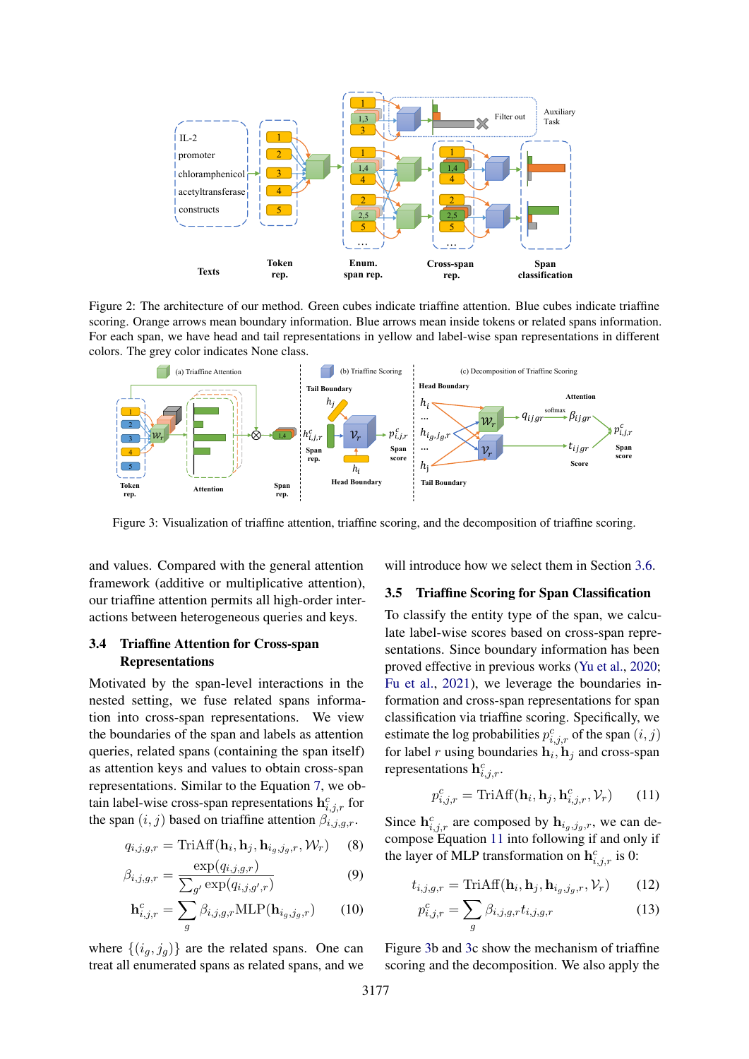Figure 2: The architecture of our method. Green cubes indicate triaffine attention. Blue cubes indicate triaffine scoring. Orange arrows mean boundary information. Blue arrows mean inside tokens or related spans information. For each span, we have head and tail representations in yellow and label-wise span representations in different colors. The grey color indicates None class.

Figure 3: Visualization of triaffine attention, triaffine scoring, and the decomposition of triaffine scoring.

and values. Compared with the general attention framework (additive or multiplicative attention), our triaffine attention permits all high-order interactions between heterogeneous queries and keys.

### 3.4 Triaffine Attention for Cross-span Representations

Motivated by the span-level interactions in the nested setting, we fuse related spans information into cross-span representations. We view the boundaries of the span and labels as attention queries, related spans (containing the span itself) as attention keys and values to obtain cross-span representations. Similar to the Equation 7, we obtain label-wise cross-span representations $\mathbf{h}^c_{i,j,r}$ for the span $(i,j)$ based on triaffine attention $\beta_{i,j,g,r}$.

$$q_{i,j,g,r} = \text{TriAff}(\mathbf{h}_i, \mathbf{h}_j, \mathbf{h}_{i_g,j_g,r}, \mathcal{W}_r) \quad (8)$$

$$\beta_{i,j,g,r} = \frac{\exp(q_{i,j,g,r})}{\sum_{g'} \exp(q_{i,j,g',r})} \quad (9)$$

$$\mathbf{h}^c_{i,j,r} = \sum_g \beta_{i,j,g,r} \text{MLP}(\mathbf{h}_{i_g,j_g,r}) \quad (10)$$

where $\{(i_g, j_g)\}$ are the related spans. One can treat all enumerated spans as related spans, and we will introduce how we select them in Section 3.6.

### 3.5 Triaffine Scoring for Span Classification

To classify the entity type of the span, we calculate label-wise scores based on cross-span representations. Since boundary information has been proved effective in previous works (Yu et al., 2020; Fu et al., 2021), we leverage the boundaries information and cross-span representations for span classification via triaffine scoring. Specifically, we estimate the log probabilities $p^c_{i,j,r}$ of the span $(i,j)$ for label $r$ using boundaries $\mathbf{h}_i, \mathbf{h}_j$ and cross-span representations $\mathbf{h}^c_{i,j,r}$.

$$p^c_{i,j,r} = \text{TriAff}(\mathbf{h}_i, \mathbf{h}_j, \mathbf{h}^c_{i,j,r}, \mathcal{V}_r) \quad (11)$$

Since $\mathbf{h}^c_{i,j,r}$ are composed by $\mathbf{h}_{i_g,j_g,r}$, we can decompose Equation 11 into following if and only if the layer of MLP transformation on $\mathbf{h}^c_{i,j,r}$ is 0:

$$t_{i,j,g,r} = \text{TriAff}(\mathbf{h}_i, \mathbf{h}_j, \mathbf{h}_{i_g,j_g,r}, \mathcal{V}_r) \quad (12)$$

$$p^c_{i,j,r} = \sum_g \beta_{i,j,g,r} t_{i,j,g,r} \quad (13)$$

Figure 3b and 3c show the mechanism of triaffine scoring and the decomposition. We also apply the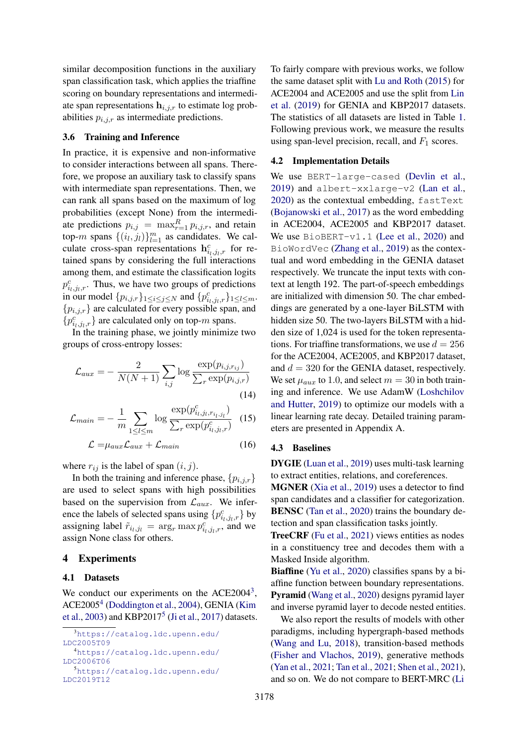similar decomposition functions in the auxiliary span classification task, which applies the triaffine scoring on boundary representations and intermediate span representations $\mathbf{h}_{i,j,r}$ to estimate log probabilities $p_{i,j,r}$ as intermediate predictions.

### 3.6 Training and Inference

In practice, it is expensive and non-informative to consider interactions between all spans. Therefore, we propose an auxiliary task to classify spans with intermediate span representations. Then, we can rank all spans based on the maximum of log probabilities (except None) from the intermediate predictions $p_{i,j} = \max_{r=1}^{R} p_{i,j,r}$, and retain top-$m$ spans $\{(i_l, j_l)\}_{l=1}^{m}$ as candidates. We calculate cross-span representations $\mathbf{h}^c_{i_l,j_l,r}$ for retained spans by considering the full interactions among them, and estimate the classification logits $p^c_{i_l,j_l,r}$. Thus, we have two groups of predictions in our model $\{p_{i,j,r}\}_{1\leq i\leq j\leq N}$ and $\{p^c_{i_l,j_l,r}\}_{1\leq l\leq m}$. $\{p_{i,j,r}\}$ are calculated for every possible span, and $\{p^c_{i_l,j_l,r}\}$ are calculated only on top-$m$ spans.

In the training phase, we jointly minimize two groups of cross-entropy losses:

$$\mathcal{L}_{aux} = -\frac{2}{N(N+1)} \sum_{i,j} \log \frac{\exp(p_{i,j,r_{ij}})}{\sum_r \exp(p_{i,j,r})} \tag{14}$$

$$\mathcal{L}_{main} = -\frac{1}{m} \sum_{1\leq l\leq m} \log \frac{\exp(p^c_{i_l,j_l,r_{i_l,j_l}})}{\sum_r \exp(p^c_{i_l,j_l,r})} \tag{15}$$

$$\mathcal{L} = \mu_{aux}\mathcal{L}_{aux} + \mathcal{L}_{main} \tag{16}$$

where $r_{ij}$ is the label of span $(i, j)$.

In both the training and inference phase, $\{p_{i,j,r}\}$ are used to select spans with high possibilities based on the supervision from $\mathcal{L}_{aux}$. We inference the labels of selected spans using $\{p^c_{i_l,j_l,r}\}$ by assigning label $\tilde{r}_{i_l,j_l} = \arg_r \max p^c_{i_l,j_l,r}$, and we assign None class for others.

## 4 Experiments

### 4.1 Datasets

We conduct our experiments on the ACE2004[3], ACE2005[4] (Doddington et al., 2004), GENIA (Kim et al., 2003) and KBP2017[5] (Ji et al., 2017) datasets.

[3] https://catalog.ldc.upenn.edu/LDC2005T09

[4] https://catalog.ldc.upenn.edu/LDC2006T06

[5] https://catalog.ldc.upenn.edu/LDC2019T12

To fairly compare with previous works, we follow the same dataset split with Lu and Roth (2015) for ACE2004 and ACE2005 and use the split from Lin et al. (2019) for GENIA and KBP2017 datasets. The statistics of all datasets are listed in Table 1. Following previous work, we measure the results using span-level precision, recall, and $F_1$ scores.

### 4.2 Implementation Details

We use `BERT-large-cased` (Devlin et al., 2019) and `albert-xxlarge-v2` (Lan et al., 2020) as the contextual embedding, `fastText` (Bojanowski et al., 2017) as the word embedding in ACE2004, ACE2005 and KBP2017 dataset. We use `BioBERT-v1.1` (Lee et al., 2020) and `BioWordVec` (Zhang et al., 2019) as the contextual and word embedding in the GENIA dataset respectively. We truncate the input texts with context at length 192. The part-of-speech embeddings are initialized with dimension 50. The char embeddings are generated by a one-layer BiLSTM with hidden size 50. The two-layers BiLSTM with a hidden size of 1,024 is used for the token representations. For triaffine transformations, we use $d = 256$ for the ACE2004, ACE2005, and KBP2017 dataset, and $d = 320$ for the GENIA dataset, respectively. We set $\mu_{aux}$ to 1.0, and select $m = 30$ in both training and inference. We use AdamW (Loshchilov and Hutter, 2019) to optimize our models with a linear learning rate decay. Detailed training parameters are presented in Appendix A.

### 4.3 Baselines

**DYGIE** (Luan et al., 2019) uses multi-task learning to extract entities, relations, and coreferences.
**MGNER** (Xia et al., 2019) uses a detector to find span candidates and a classifier for categorization.
**BENSC** (Tan et al., 2020) trains the boundary detection and span classification tasks jointly.
**TreeCRF** (Fu et al., 2021) views entities as nodes in a constituency tree and decodes them with a Masked Inside algorithm.
**Biaffine** (Yu et al., 2020) classifies spans by a biaffine function between boundary representations.
**Pyramid** (Wang et al., 2020) designs pyramid layer and inverse pyramid layer to decode nested entities.

We also report the results of models with other paradigms, including hypergraph-based methods (Wang and Lu, 2018), transition-based methods (Fisher and Vlachos, 2019), generative methods (Yan et al., 2021; Tan et al., 2021; Shen et al., 2021), and so on. We do not compare to BERT-MRC (Li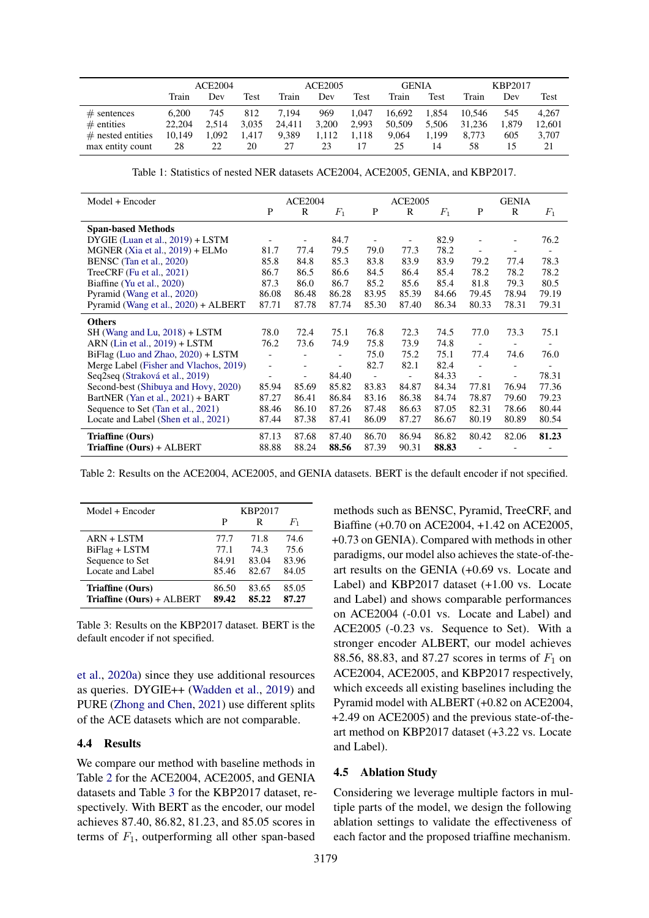|  | ACE2004 |  |  | ACE2005 |  |  | GENIA |  | KBP2017 |  |  |
|---|---|---|---|---|---|---|---|---|---|---|---|
|  | Train | Dev | Test | Train | Dev | Test | Train | Test | Train | Dev | Test |
| # sentences | 6,200 | 745 | 812 | 7,194 | 969 | 1,047 | 16,692 | 1,854 | 10,546 | 545 | 4,267 |
| # entities | 22,204 | 2,514 | 3,035 | 24,411 | 3,200 | 2,993 | 50,509 | 5,506 | 31,236 | 1,879 | 12,601 |
| # nested entities | 10,149 | 1,092 | 1,417 | 9,389 | 1,112 | 1,118 | 9,064 | 1,199 | 8,773 | 605 | 3,707 |
| max entity count | 28 | 22 | 20 | 27 | 23 | 17 | 25 | 14 | 58 | 15 | 21 |

Table 1: Statistics of nested NER datasets ACE2004, ACE2005, GENIA, and KBP2017.

| Model + Encoder | ACE2004 |  |  | ACE2005 |  |  | GENIA |  |  |
|---|---|---|---|---|---|---|---|---|---|
|  | P | R | $F_1$ | P | R | $F_1$ | P | R | $F_1$ |
| **Span-based Methods** |  |  |  |  |  |  |  |  |  |
| DYGIE (Luan et al., 2019) + LSTM | - | - | 84.7 | - | - | 82.9 | - | - | 76.2 |
| MGNER (Xia et al., 2019) + ELMo | 81.7 | 77.4 | 79.5 | 79.0 | 77.3 | 78.2 | - | - | - |
| BENSC (Tan et al., 2020) | 85.8 | 84.8 | 85.3 | 83.8 | 83.9 | 83.9 | 79.2 | 77.4 | 78.3 |
| TreeCRF (Fu et al., 2021) | 86.7 | 86.5 | 86.6 | 84.5 | 86.4 | 85.4 | 78.2 | 78.2 | 78.2 |
| Biaffine (Yu et al., 2020) | 87.3 | 86.0 | 86.7 | 85.2 | 85.6 | 85.4 | 81.8 | 79.3 | 80.5 |
| Pyramid (Wang et al., 2020) | 86.08 | 86.48 | 86.28 | 83.95 | 85.39 | 84.66 | 79.45 | 78.94 | 79.19 |
| Pyramid (Wang et al., 2020) + ALBERT | 87.71 | 87.78 | 87.74 | 85.30 | 87.40 | 86.34 | 80.33 | 78.31 | 79.31 |
| **Others** |  |  |  |  |  |  |  |  |  |
| SH (Wang and Lu, 2018) + LSTM | 78.0 | 72.4 | 75.1 | 76.8 | 72.3 | 74.5 | 77.0 | 73.3 | 75.1 |
| ARN (Lin et al., 2019) + LSTM | 76.2 | 73.6 | 74.9 | 75.8 | 73.9 | 74.8 | - | - | - |
| BiFlag (Luo and Zhao, 2020) + LSTM | - | - | - | 75.0 | 75.2 | 75.1 | 77.4 | 74.6 | 76.0 |
| Merge Label (Fisher and Vlachos, 2019) | - | - | - | 82.7 | 82.1 | 82.4 | - | - | - |
| Seq2seq (Straková et al., 2019) | - | - | 84.40 | - | - | 84.33 | - | - | 78.31 |
| Second-best (Shibuya and Hovy, 2020) | 85.94 | 85.69 | 85.82 | 83.83 | 84.87 | 84.34 | 77.81 | 76.94 | 77.36 |
| BartNER (Yan et al., 2021) + BART | 87.27 | 86.41 | 86.84 | 83.16 | 86.38 | 84.74 | 78.87 | 79.60 | 79.23 |
| Sequence to Set (Tan et al., 2021) | 88.46 | 86.10 | 87.26 | 87.48 | 86.63 | 87.05 | 82.31 | 78.66 | 80.44 |
| Locate and Label (Shen et al., 2021) | 87.44 | 87.38 | 87.41 | 86.09 | 87.27 | 86.67 | 80.19 | 80.89 | 80.54 |
| **Triaffine (Ours)** | 87.13 | 87.68 | 87.40 | 86.70 | 86.94 | 86.82 | 80.42 | 82.06 | **81.23** |
| **Triaffine (Ours)** + ALBERT | 88.88 | 88.24 | **88.56** | 87.39 | 90.31 | **88.83** | - | - | - |

Table 2: Results on the ACE2004, ACE2005, and GENIA datasets. BERT is the default encoder if not specified.

| Model + Encoder | KBP2017 |  |  |
|---|---|---|---|
|  | P | R | $F_1$ |
| ARN + LSTM | 77.7 | 71.8 | 74.6 |
| BiFlag + LSTM | 77.1 | 74.3 | 75.6 |
| Sequence to Set | 84.91 | 83.04 | 83.96 |
| Locate and Label | 85.46 | 82.67 | 84.05 |
| **Triaffine (Ours)** | 86.50 | 83.65 | 85.05 |
| **Triaffine (Ours)** + ALBERT | **89.42** | **85.22** | **87.27** |

Table 3: Results on the KBP2017 dataset. BERT is the default encoder if not specified.

et al., 2020a) since they use additional resources as queries. DYGIE++ (Wadden et al., 2019) and PURE (Zhong and Chen, 2021) use different splits of the ACE datasets which are not comparable.

### 4.4 Results

We compare our method with baseline methods in Table 2 for the ACE2004, ACE2005, and GENIA datasets and Table 3 for the KBP2017 dataset, respectively. With BERT as the encoder, our model achieves 87.40, 86.82, 81.23, and 85.05 scores in terms of $F_1$, outperforming all other span-based methods such as BENSC, Pyramid, TreeCRF, and Biaffine (+0.70 on ACE2004, +1.42 on ACE2005, +0.73 on GENIA). Compared with methods in other paradigms, our model also achieves the state-of-the-art results on the GENIA (+0.69 vs. Locate and Label) and KBP2017 dataset (+1.00 vs. Locate and Label) and shows comparable performances on ACE2004 (-0.01 vs. Locate and Label) and ACE2005 (-0.23 vs. Sequence to Set). With a stronger encoder ALBERT, our model achieves 88.56, 88.83, and 87.27 scores in terms of $F_1$ on ACE2004, ACE2005, and KBP2017 respectively, which exceeds all existing baselines including the Pyramid model with ALBERT (+0.82 on ACE2004, +2.49 on ACE2005) and the previous state-of-the-art method on KBP2017 dataset (+3.22 vs. Locate and Label).

### 4.5 Ablation Study

Considering we leverage multiple factors in multiple parts of the model, we design the following ablation settings to validate the effectiveness of each factor and the proposed triaffine mechanism.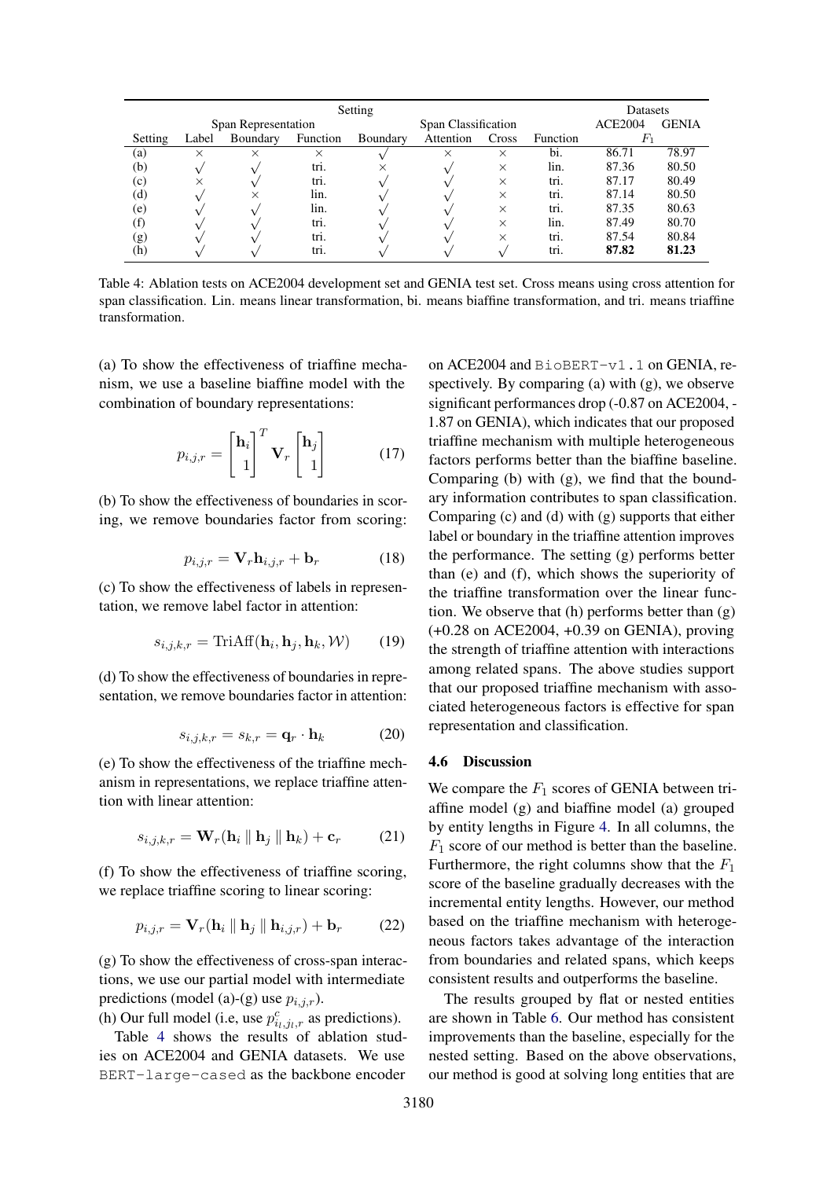| Setting | | | | | | | | Datasets | |
|---|---|---|---|---|---|---|---|---|---|
| | Span Representation | | | Span Classification | | | | ACE2004 | GENIA |
| Setting | Label | Boundary | Function | Boundary | Attention | Cross | Function | $F_1$ | |
| (a) | × | × | × | √ | × | × | bi. | 86.71 | 78.97 |
| (b) | √ | √ | tri. | × | √ | × | lin. | 87.36 | 80.50 |
| (c) | × | √ | tri. | √ | √ | × | tri. | 87.17 | 80.49 |
| (d) | √ | × | lin. | √ | √ | × | tri. | 87.14 | 80.50 |
| (e) | √ | √ | lin. | √ | √ | × | tri. | 87.35 | 80.63 |
| (f) | √ | √ | tri. | √ | √ | × | lin. | 87.49 | 80.70 |
| (g) | √ | √ | tri. | √ | √ | × | tri. | 87.54 | 80.84 |
| (h) | √ | √ | tri. | √ | √ | √ | tri. | **87.82** | **81.23** |

Table 4: Ablation tests on ACE2004 development set and GENIA test set. Cross means using cross attention for span classification. Lin. means linear transformation, bi. means biaffine transformation, and tri. means triaffine transformation.

(a) To show the effectiveness of triaffine mechanism, we use a baseline biaffine model with the combination of boundary representations:

$$p_{i,j,r} = \begin{bmatrix} \mathbf{h}_i \\ 1 \end{bmatrix}^T \mathbf{V}_r \begin{bmatrix} \mathbf{h}_j \\ 1 \end{bmatrix} \tag{17}$$

(b) To show the effectiveness of boundaries in scoring, we remove boundaries factor from scoring:

$$p_{i,j,r} = \mathbf{V}_r \mathbf{h}_{i,j,r} + \mathbf{b}_r \tag{18}$$

(c) To show the effectiveness of labels in representation, we remove label factor in attention:

$$s_{i,j,k,r} = \text{TriAff}(\mathbf{h}_i, \mathbf{h}_j, \mathbf{h}_k, \mathcal{W}) \tag{19}$$

(d) To show the effectiveness of boundaries in representation, we remove boundaries factor in attention:

$$s_{i,j,k,r} = s_{k,r} = \mathbf{q}_r \cdot \mathbf{h}_k \tag{20}$$

(e) To show the effectiveness of the triaffine mechanism in representations, we replace triaffine attention with linear attention:

$$s_{i,j,k,r} = \mathbf{W}_r(\mathbf{h}_i \parallel \mathbf{h}_j \parallel \mathbf{h}_k) + \mathbf{c}_r \tag{21}$$

(f) To show the effectiveness of triaffine scoring, we replace triaffine scoring to linear scoring:

$$p_{i,j,r} = \mathbf{V}_r(\mathbf{h}_i \parallel \mathbf{h}_j \parallel \mathbf{h}_{i,j,r}) + \mathbf{b}_r \tag{22}$$

(g) To show the effectiveness of cross-span interactions, we use our partial model with intermediate predictions (model (a)-(g) use $p_{i,j,r}$).

(h) Our full model (i.e, use $p^c_{i_l,j_l,r}$ as predictions).

Table 4 shows the results of ablation studies on ACE2004 and GENIA datasets. We use `BERT-large-cased` as the backbone encoder on ACE2004 and `BioBERT-v1.1` on GENIA, respectively. By comparing (a) with (g), we observe significant performances drop (-0.87 on ACE2004, -1.87 on GENIA), which indicates that our proposed triaffine mechanism with multiple heterogeneous factors performs better than the biaffine baseline. Comparing (b) with (g), we find that the boundary information contributes to span classification. Comparing (c) and (d) with (g) supports that either label or boundary in the triaffine attention improves the performance. The setting (g) performs better than (e) and (f), which shows the superiority of the triaffine transformation over the linear function. We observe that (h) performs better than (g) (+0.28 on ACE2004, +0.39 on GENIA), proving the strength of triaffine attention with interactions among related spans. The above studies support that our proposed triaffine mechanism with associated heterogeneous factors is effective for span representation and classification.

### 4.6 Discussion

We compare the $F_1$ scores of GENIA between triaffine model (g) and biaffine model (a) grouped by entity lengths in Figure 4. In all columns, the $F_1$ score of our method is better than the baseline. Furthermore, the right columns show that the $F_1$ score of the baseline gradually decreases with the incremental entity lengths. However, our method based on the triaffine mechanism with heterogeneous factors takes advantage of the interaction from boundaries and related spans, which keeps consistent results and outperforms the baseline.

The results grouped by flat or nested entities are shown in Table 6. Our method has consistent improvements than the baseline, especially for the nested setting. Based on the above observations, our method is good at solving long entities that are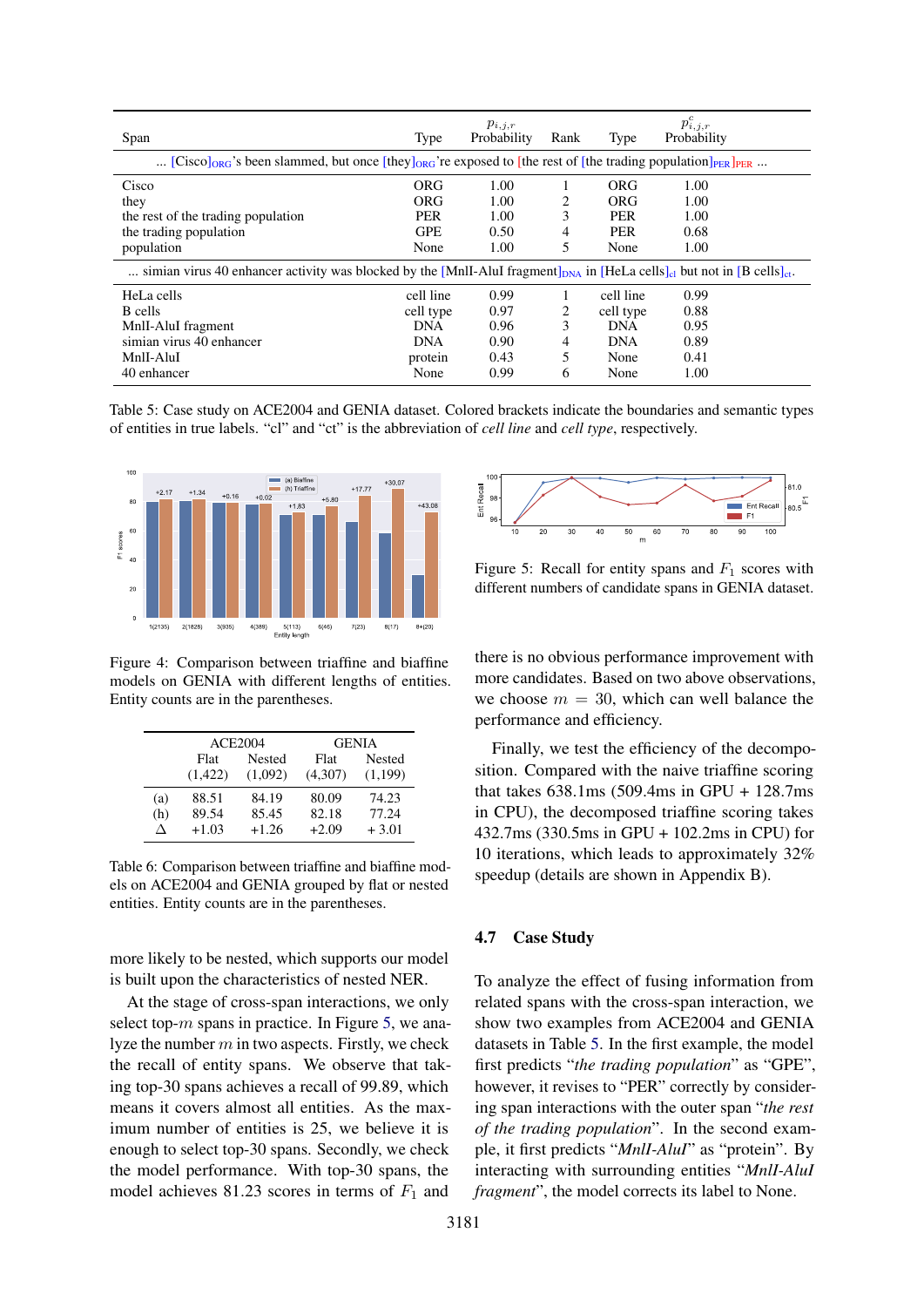| Span | Type | $p_{i,j,r}$ Probability | Rank | Type | $p^c_{i,j,r}$ Probability |
|---|---|---|---|---|---|
| ... [Cisco]ORG's been slammed, but once [they]ORG're exposed to [the rest of [the trading population]PER ]PER ... | | | | | |
| Cisco | ORG | 1.00 | 1 | ORG | 1.00 |
| they | ORG | 1.00 | 2 | ORG | 1.00 |
| the rest of the trading population | PER | 1.00 | 3 | PER | 1.00 |
| the trading population | GPE | 0.50 | 4 | PER | 0.68 |
| population | None | 1.00 | 5 | None | 1.00 |
| ... simian virus 40 enhancer activity was blocked by the [MnlI-AluI fragment]DNA in [HeLa cells]cl but not in [B cells]ct. | | | | | |
| HeLa cells | cell line | 0.99 | 1 | cell line | 0.99 |
| B cells | cell type | 0.97 | 2 | cell type | 0.88 |
| MnlI-AluI fragment | DNA | 0.96 | 3 | DNA | 0.95 |
| simian virus 40 enhancer | DNA | 0.90 | 4 | DNA | 0.89 |
| MnlI-AluI | protein | 0.43 | 5 | None | 0.41 |
| 40 enhancer | None | 0.99 | 6 | None | 1.00 |

Table 5: Case study on ACE2004 and GENIA dataset. Colored brackets indicate the boundaries and semantic types of entities in true labels. "cl" and "ct" is the abbreviation of *cell line* and *cell type*, respectively.

Figure 4: Comparison between triaffine and biaffine models on GENIA with different lengths of entities. Entity counts are in the parentheses.

Figure 5: Recall for entity spans and $F_1$ scores with different numbers of candidate spans in GENIA dataset.

| | ACE2004 Flat (1,422) | ACE2004 Nested (1,092) | GENIA Flat (4,307) | GENIA Nested (1,199) |
|---|---|---|---|---|
| (a) | 88.51 | 84.19 | 80.09 | 74.23 |
| (h) | 89.54 | 85.45 | 82.18 | 77.24 |
| Δ | +1.03 | +1.26 | +2.09 | + 3.01 |

Table 6: Comparison between triaffine and biaffine models on ACE2004 and GENIA grouped by flat or nested entities. Entity counts are in the parentheses.

more likely to be nested, which supports our model is built upon the characteristics of nested NER.

At the stage of cross-span interactions, we only select top-$m$ spans in practice. In Figure 5, we analyze the number $m$ in two aspects. Firstly, we check the recall of entity spans. We observe that taking top-30 spans achieves a recall of 99.89, which means it covers almost all entities. As the maximum number of entities is 25, we believe it is enough to select top-30 spans. Secondly, we check the model performance. With top-30 spans, the model achieves 81.23 scores in terms of $F_1$ and there is no obvious performance improvement with more candidates. Based on two above observations, we choose $m = 30$, which can well balance the performance and efficiency.

Finally, we test the efficiency of the decomposition. Compared with the naive triaffine scoring that takes 638.1ms (509.4ms in GPU + 128.7ms in CPU), the decomposed triaffine scoring takes 432.7ms (330.5ms in GPU + 102.2ms in CPU) for 10 iterations, which leads to approximately 32% speedup (details are shown in Appendix B).

### 4.7 Case Study

To analyze the effect of fusing information from related spans with the cross-span interaction, we show two examples from ACE2004 and GENIA datasets in Table 5. In the first example, the model first predicts "*the trading population*" as "GPE", however, it revises to "PER" correctly by considering span interactions with the outer span "*the rest of the trading population*". In the second example, it first predicts "*MnlI-AluI*" as "protein". By interacting with surrounding entities "*MnlI-AluI fragment*", the model corrects its label to None.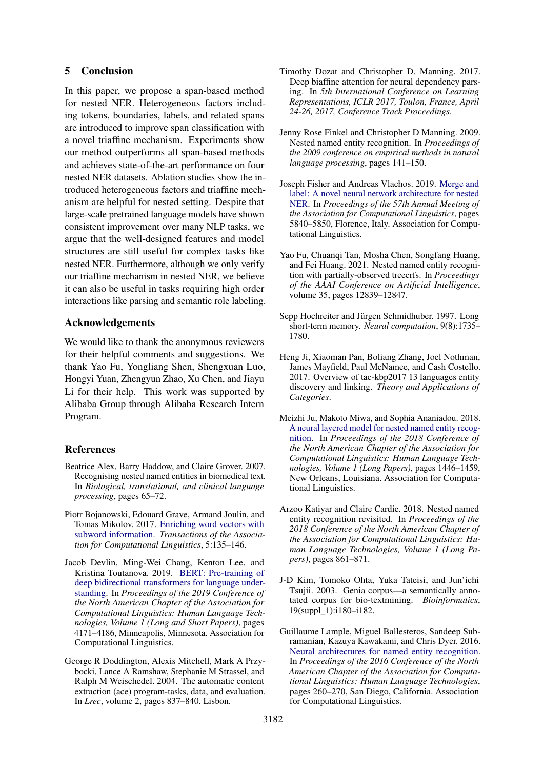## 5 Conclusion

In this paper, we propose a span-based method for nested NER. Heterogeneous factors including tokens, boundaries, labels, and related spans are introduced to improve span classification with a novel triaffine mechanism. Experiments show our method outperforms all span-based methods and achieves state-of-the-art performance on four nested NER datasets. Ablation studies show the introduced heterogeneous factors and triaffine mechanism are helpful for nested setting. Despite that large-scale pretrained language models have shown consistent improvement over many NLP tasks, we argue that the well-designed features and model structures are still useful for complex tasks like nested NER. Furthermore, although we only verify our triaffine mechanism in nested NER, we believe it can also be useful in tasks requiring high order interactions like parsing and semantic role labeling.

## Acknowledgements

We would like to thank the anonymous reviewers for their helpful comments and suggestions. We thank Yao Fu, Yongliang Shen, Shengxuan Luo, Hongyi Yuan, Zhengyun Zhao, Xu Chen, and Jiayu Li for their help. This work was supported by Alibaba Group through Alibaba Research Intern Program.

## References

Beatrice Alex, Barry Haddow, and Claire Grover. 2007. Recognising nested named entities in biomedical text. In *Biological, translational, and clinical language processing*, pages 65–72.

Piotr Bojanowski, Edouard Grave, Armand Joulin, and Tomas Mikolov. 2017. Enriching word vectors with subword information. *Transactions of the Association for Computational Linguistics*, 5:135–146.

Jacob Devlin, Ming-Wei Chang, Kenton Lee, and Kristina Toutanova. 2019. BERT: Pre-training of deep bidirectional transformers for language understanding. In *Proceedings of the 2019 Conference of the North American Chapter of the Association for Computational Linguistics: Human Language Technologies, Volume 1 (Long and Short Papers)*, pages 4171–4186, Minneapolis, Minnesota. Association for Computational Linguistics.

George R Doddington, Alexis Mitchell, Mark A Przybocki, Lance A Ramshaw, Stephanie M Strassel, and Ralph M Weischedel. 2004. The automatic content extraction (ace) program-tasks, data, and evaluation. In *Lrec*, volume 2, pages 837–840. Lisbon.

Timothy Dozat and Christopher D. Manning. 2017. Deep biaffine attention for neural dependency parsing. In *5th International Conference on Learning Representations, ICLR 2017, Toulon, France, April 24-26, 2017, Conference Track Proceedings*.

Jenny Rose Finkel and Christopher D Manning. 2009. Nested named entity recognition. In *Proceedings of the 2009 conference on empirical methods in natural language processing*, pages 141–150.

Joseph Fisher and Andreas Vlachos. 2019. Merge and label: A novel neural network architecture for nested NER. In *Proceedings of the 57th Annual Meeting of the Association for Computational Linguistics*, pages 5840–5850, Florence, Italy. Association for Computational Linguistics.

Yao Fu, Chuanqi Tan, Mosha Chen, Songfang Huang, and Fei Huang. 2021. Nested named entity recognition with partially-observed treecrfs. In *Proceedings of the AAAI Conference on Artificial Intelligence*, volume 35, pages 12839–12847.

Sepp Hochreiter and Jürgen Schmidhuber. 1997. Long short-term memory. *Neural computation*, 9(8):1735–1780.

Heng Ji, Xiaoman Pan, Boliang Zhang, Joel Nothman, James Mayfield, Paul McNamee, and Cash Costello. 2017. Overview of tac-kbp2017 13 languages entity discovery and linking. *Theory and Applications of Categories*.

Meizhi Ju, Makoto Miwa, and Sophia Ananiadou. 2018. A neural layered model for nested named entity recognition. In *Proceedings of the 2018 Conference of the North American Chapter of the Association for Computational Linguistics: Human Language Technologies, Volume 1 (Long Papers)*, pages 1446–1459, New Orleans, Louisiana. Association for Computational Linguistics.

Arzoo Katiyar and Claire Cardie. 2018. Nested named entity recognition revisited. In *Proceedings of the 2018 Conference of the North American Chapter of the Association for Computational Linguistics: Human Language Technologies, Volume 1 (Long Papers)*, pages 861–871.

J-D Kim, Tomoko Ohta, Yuka Tateisi, and Jun'ichi Tsujii. 2003. Genia corpus—a semantically annotated corpus for bio-textmining. *Bioinformatics*, 19(suppl_1):i180–i182.

Guillaume Lample, Miguel Ballesteros, Sandeep Subramanian, Kazuya Kawakami, and Chris Dyer. 2016. Neural architectures for named entity recognition. In *Proceedings of the 2016 Conference of the North American Chapter of the Association for Computational Linguistics: Human Language Technologies*, pages 260–270, San Diego, California. Association for Computational Linguistics.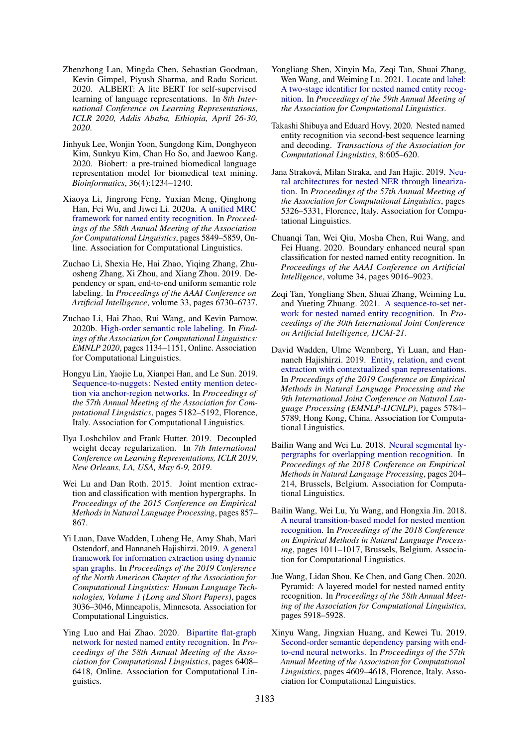Zhenzhong Lan, Mingda Chen, Sebastian Goodman, Kevin Gimpel, Piyush Sharma, and Radu Soricut. 2020. ALBERT: A lite BERT for self-supervised learning of language representations. In *8th International Conference on Learning Representations, ICLR 2020, Addis Ababa, Ethiopia, April 26-30, 2020*.

Jinhyuk Lee, Wonjin Yoon, Sungdong Kim, Donghyeon Kim, Sunkyu Kim, Chan Ho So, and Jaewoo Kang. 2020. Biobert: a pre-trained biomedical language representation model for biomedical text mining. *Bioinformatics*, 36(4):1234–1240.

Xiaoya Li, Jingrong Feng, Yuxian Meng, Qinghong Han, Fei Wu, and Jiwei Li. 2020a. A unified MRC framework for named entity recognition. In *Proceedings of the 58th Annual Meeting of the Association for Computational Linguistics*, pages 5849–5859, Online. Association for Computational Linguistics.

Zuchao Li, Shexia He, Hai Zhao, Yiqing Zhang, Zhuosheng Zhang, Xi Zhou, and Xiang Zhou. 2019. Dependency or span, end-to-end uniform semantic role labeling. In *Proceedings of the AAAI Conference on Artificial Intelligence*, volume 33, pages 6730–6737.

Zuchao Li, Hai Zhao, Rui Wang, and Kevin Parnow. 2020b. High-order semantic role labeling. In *Findings of the Association for Computational Linguistics: EMNLP 2020*, pages 1134–1151, Online. Association for Computational Linguistics.

Hongyu Lin, Yaojie Lu, Xianpei Han, and Le Sun. 2019. Sequence-to-nuggets: Nested entity mention detection via anchor-region networks. In *Proceedings of the 57th Annual Meeting of the Association for Computational Linguistics*, pages 5182–5192, Florence, Italy. Association for Computational Linguistics.

Ilya Loshchilov and Frank Hutter. 2019. Decoupled weight decay regularization. In *7th International Conference on Learning Representations, ICLR 2019, New Orleans, LA, USA, May 6-9, 2019*.

Wei Lu and Dan Roth. 2015. Joint mention extraction and classification with mention hypergraphs. In *Proceedings of the 2015 Conference on Empirical Methods in Natural Language Processing*, pages 857–867.

Yi Luan, Dave Wadden, Luheng He, Amy Shah, Mari Ostendorf, and Hannaneh Hajishirzi. 2019. A general framework for information extraction using dynamic span graphs. In *Proceedings of the 2019 Conference of the North American Chapter of the Association for Computational Linguistics: Human Language Technologies, Volume 1 (Long and Short Papers)*, pages 3036–3046, Minneapolis, Minnesota. Association for Computational Linguistics.

Ying Luo and Hai Zhao. 2020. Bipartite flat-graph network for nested named entity recognition. In *Proceedings of the 58th Annual Meeting of the Association for Computational Linguistics*, pages 6408–6418, Online. Association for Computational Linguistics.

Yongliang Shen, Xinyin Ma, Zeqi Tan, Shuai Zhang, Wen Wang, and Weiming Lu. 2021. Locate and label: A two-stage identifier for nested named entity recognition. In *Proceedings of the 59th Annual Meeting of the Association for Computational Linguistics*.

Takashi Shibuya and Eduard Hovy. 2020. Nested named entity recognition via second-best sequence learning and decoding. *Transactions of the Association for Computational Linguistics*, 8:605–620.

Jana Straková, Milan Straka, and Jan Hajic. 2019. Neural architectures for nested NER through linearization. In *Proceedings of the 57th Annual Meeting of the Association for Computational Linguistics*, pages 5326–5331, Florence, Italy. Association for Computational Linguistics.

Chuanqi Tan, Wei Qiu, Mosha Chen, Rui Wang, and Fei Huang. 2020. Boundary enhanced neural span classification for nested named entity recognition. In *Proceedings of the AAAI Conference on Artificial Intelligence*, volume 34, pages 9016–9023.

Zeqi Tan, Yongliang Shen, Shuai Zhang, Weiming Lu, and Yueting Zhuang. 2021. A sequence-to-set network for nested named entity recognition. In *Proceedings of the 30th International Joint Conference on Artificial Intelligence, IJCAI-21*.

David Wadden, Ulme Wennberg, Yi Luan, and Hannaneh Hajishirzi. 2019. Entity, relation, and event extraction with contextualized span representations. In *Proceedings of the 2019 Conference on Empirical Methods in Natural Language Processing and the 9th International Joint Conference on Natural Language Processing (EMNLP-IJCNLP)*, pages 5784–5789, Hong Kong, China. Association for Computational Linguistics.

Bailin Wang and Wei Lu. 2018. Neural segmental hypergraphs for overlapping mention recognition. In *Proceedings of the 2018 Conference on Empirical Methods in Natural Language Processing*, pages 204–214, Brussels, Belgium. Association for Computational Linguistics.

Bailin Wang, Wei Lu, Yu Wang, and Hongxia Jin. 2018. A neural transition-based model for nested mention recognition. In *Proceedings of the 2018 Conference on Empirical Methods in Natural Language Processing*, pages 1011–1017, Brussels, Belgium. Association for Computational Linguistics.

Jue Wang, Lidan Shou, Ke Chen, and Gang Chen. 2020. Pyramid: A layered model for nested named entity recognition. In *Proceedings of the 58th Annual Meeting of the Association for Computational Linguistics*, pages 5918–5928.

Xinyu Wang, Jingxian Huang, and Kewei Tu. 2019. Second-order semantic dependency parsing with end-to-end neural networks. In *Proceedings of the 57th Annual Meeting of the Association for Computational Linguistics*, pages 4609–4618, Florence, Italy. Association for Computational Linguistics.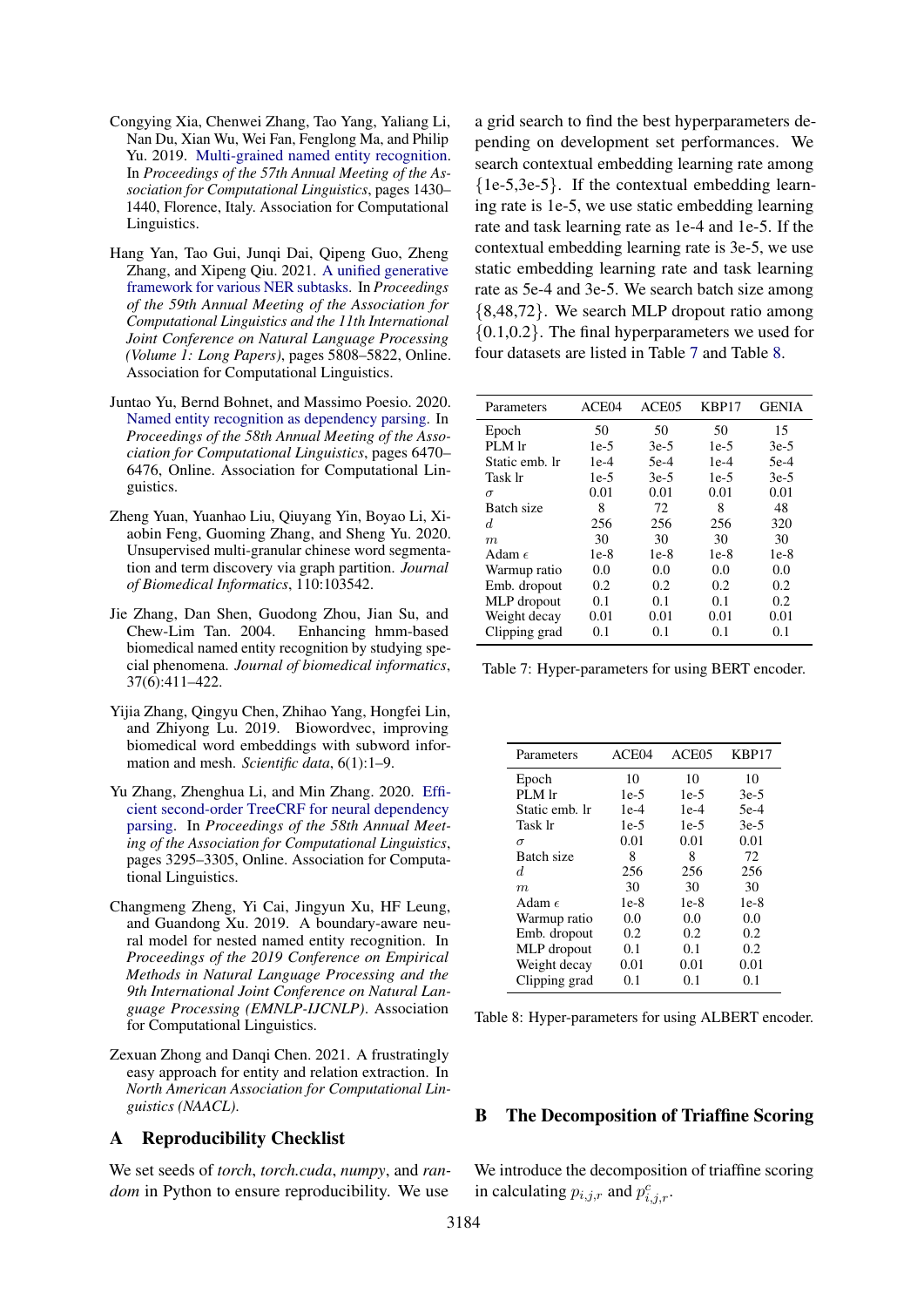Congying Xia, Chenwei Zhang, Tao Yang, Yaliang Li, Nan Du, Xian Wu, Wei Fan, Fenglong Ma, and Philip Yu. 2019. Multi-grained named entity recognition. In *Proceedings of the 57th Annual Meeting of the Association for Computational Linguistics*, pages 1430–1440, Florence, Italy. Association for Computational Linguistics.

Hang Yan, Tao Gui, Junqi Dai, Qipeng Guo, Zheng Zhang, and Xipeng Qiu. 2021. A unified generative framework for various NER subtasks. In *Proceedings of the 59th Annual Meeting of the Association for Computational Linguistics and the 11th International Joint Conference on Natural Language Processing (Volume 1: Long Papers)*, pages 5808–5822, Online. Association for Computational Linguistics.

Juntao Yu, Bernd Bohnet, and Massimo Poesio. 2020. Named entity recognition as dependency parsing. In *Proceedings of the 58th Annual Meeting of the Association for Computational Linguistics*, pages 6470–6476, Online. Association for Computational Linguistics.

Zheng Yuan, Yuanhao Liu, Qiuyang Yin, Boyao Li, Xiaobin Feng, Guoming Zhang, and Sheng Yu. 2020. Unsupervised multi-granular chinese word segmentation and term discovery via graph partition. *Journal of Biomedical Informatics*, 110:103542.

Jie Zhang, Dan Shen, Guodong Zhou, Jian Su, and Chew-Lim Tan. 2004. Enhancing hmm-based biomedical named entity recognition by studying special phenomena. *Journal of biomedical informatics*, 37(6):411–422.

Yijia Zhang, Qingyu Chen, Zhihao Yang, Hongfei Lin, and Zhiyong Lu. 2019. Biowordvec, improving biomedical word embeddings with subword information and mesh. *Scientific data*, 6(1):1–9.

Yu Zhang, Zhenghua Li, and Min Zhang. 2020. Efficient second-order TreeCRF for neural dependency parsing. In *Proceedings of the 58th Annual Meeting of the Association for Computational Linguistics*, pages 3295–3305, Online. Association for Computational Linguistics.

Changmeng Zheng, Yi Cai, Jingyun Xu, HF Leung, and Guandong Xu. 2019. A boundary-aware neural model for nested named entity recognition. In *Proceedings of the 2019 Conference on Empirical Methods in Natural Language Processing and the 9th International Joint Conference on Natural Language Processing (EMNLP-IJCNLP)*. Association for Computational Linguistics.

Zexuan Zhong and Danqi Chen. 2021. A frustratingly easy approach for entity and relation extraction. In *North American Association for Computational Linguistics (NAACL)*.

## A Reproducibility Checklist

We set seeds of *torch*, *torch.cuda*, *numpy*, and *random* in Python to ensure reproducibility. We use a grid search to find the best hyperparameters depending on development set performances. We search contextual embedding learning rate among {1e-5,3e-5}. If the contextual embedding learning rate is 1e-5, we use static embedding learning rate and task learning rate as 1e-4 and 1e-5. If the contextual embedding learning rate is 3e-5, we use static embedding learning rate and task learning rate as 5e-4 and 3e-5. We search batch size among {8,48,72}. We search MLP dropout ratio among {0.1,0.2}. The final hyperparameters we used for four datasets are listed in Table 7 and Table 8.

| Parameters | ACE04 | ACE05 | KBP17 | GENIA |
|---|---|---|---|---|
| Epoch | 50 | 50 | 50 | 15 |
| PLM lr | 1e-5 | 3e-5 | 1e-5 | 3e-5 |
| Static emb. lr | 1e-4 | 5e-4 | 1e-4 | 5e-4 |
| Task lr | 1e-5 | 3e-5 | 1e-5 | 3e-5 |
| $\sigma$ | 0.01 | 0.01 | 0.01 | 0.01 |
| Batch size | 8 | 72 | 8 | 48 |
| $d$ | 256 | 256 | 256 | 320 |
| $m$ | 30 | 30 | 30 | 30 |
| Adam $\epsilon$ | 1e-8 | 1e-8 | 1e-8 | 1e-8 |
| Warmup ratio | 0.0 | 0.0 | 0.0 | 0.0 |
| Emb. dropout | 0.2 | 0.2 | 0.2 | 0.2 |
| MLP dropout | 0.1 | 0.1 | 0.1 | 0.2 |
| Weight decay | 0.01 | 0.01 | 0.01 | 0.01 |
| Clipping grad | 0.1 | 0.1 | 0.1 | 0.1 |

Table 7: Hyper-parameters for using BERT encoder.

| Parameters | ACE04 | ACE05 | KBP17 |
|---|---|---|---|
| Epoch | 10 | 10 | 10 |
| PLM lr | 1e-5 | 1e-5 | 3e-5 |
| Static emb. lr | 1e-4 | 1e-4 | 5e-4 |
| Task lr | 1e-5 | 1e-5 | 3e-5 |
| $\sigma$ | 0.01 | 0.01 | 0.01 |
| Batch size | 8 | 8 | 72 |
| $d$ | 256 | 256 | 256 |
| $m$ | 30 | 30 | 30 |
| Adam $\epsilon$ | 1e-8 | 1e-8 | 1e-8 |
| Warmup ratio | 0.0 | 0.0 | 0.0 |
| Emb. dropout | 0.2 | 0.2 | 0.2 |
| MLP dropout | 0.1 | 0.1 | 0.2 |
| Weight decay | 0.01 | 0.01 | 0.01 |
| Clipping grad | 0.1 | 0.1 | 0.1 |

Table 8: Hyper-parameters for using ALBERT encoder.

## B The Decomposition of Triaffine Scoring

We introduce the decomposition of triaffine scoring in calculating $p_{i,j,r}$ and $p^c_{i,j,r}$.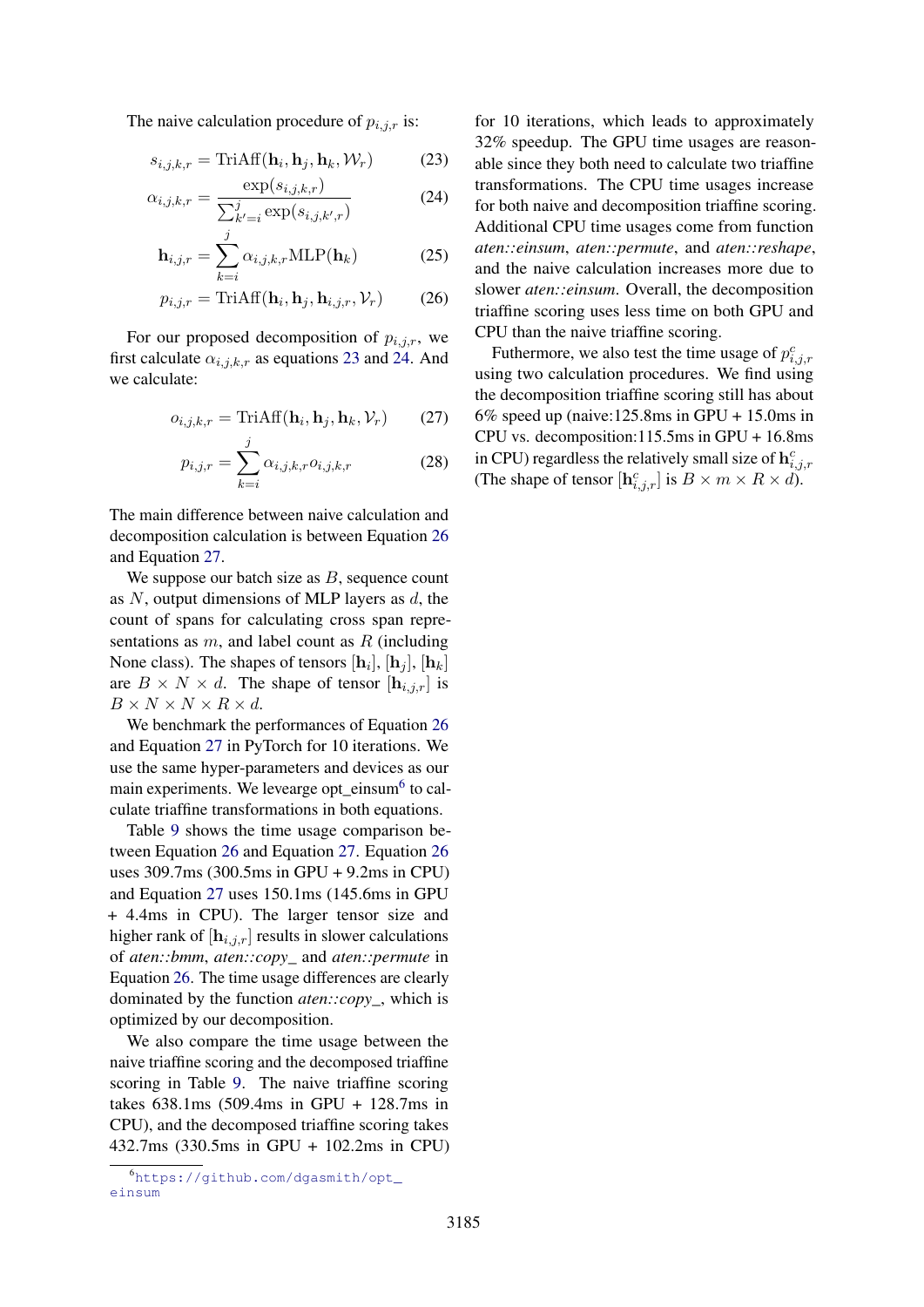The naive calculation procedure of $p_{i,j,r}$ is:

$$s_{i,j,k,r} = \text{TriAff}(\mathbf{h}_i, \mathbf{h}_j, \mathbf{h}_k, \mathcal{W}_r) \tag{23}$$

$$\alpha_{i,j,k,r} = \frac{\exp(s_{i,j,k,r})}{\sum_{k'=i}^{j} \exp(s_{i,j,k',r})} \tag{24}$$

$$\mathbf{h}_{i,j,r} = \sum_{k=i}^{j} \alpha_{i,j,k,r} \text{MLP}(\mathbf{h}_k) \tag{25}$$

$$p_{i,j,r} = \text{TriAff}(\mathbf{h}_i, \mathbf{h}_j, \mathbf{h}_{i,j,r}, \mathcal{V}_r) \tag{26}$$

For our proposed decomposition of $p_{i,j,r}$, we first calculate $\alpha_{i,j,k,r}$ as equations 23 and 24. And we calculate:

$$o_{i,j,k,r} = \text{TriAff}(\mathbf{h}_i, \mathbf{h}_j, \mathbf{h}_k, \mathcal{V}_r) \tag{27}$$

$$p_{i,j,r} = \sum_{k=i}^{j} \alpha_{i,j,k,r} o_{i,j,k,r} \tag{28}$$

The main difference between naive calculation and decomposition calculation is between Equation 26 and Equation 27.

We suppose our batch size as $B$, sequence count as $N$, output dimensions of MLP layers as $d$, the count of spans for calculating cross span representations as $m$, and label count as $R$ (including None class). The shapes of tensors $[\mathbf{h}_i]$, $[\mathbf{h}_j]$, $[\mathbf{h}_k]$ are $B \times N \times d$. The shape of tensor $[\mathbf{h}_{i,j,r}]$ is $B \times N \times N \times R \times d$.

We benchmark the performances of Equation 26 and Equation 27 in PyTorch for 10 iterations. We use the same hyper-parameters and devices as our main experiments. We levearge opt_einsum[6] to calculate triaffine transformations in both equations.

Table 9 shows the time usage comparison between Equation 26 and Equation 27. Equation 26 uses 309.7ms (300.5ms in GPU + 9.2ms in CPU) and Equation 27 uses 150.1ms (145.6ms in GPU + 4.4ms in CPU). The larger tensor size and higher rank of $[\mathbf{h}_{i,j,r}]$ results in slower calculations of *aten::bmm*, *aten::copy_* and *aten::permute* in Equation 26. The time usage differences are clearly dominated by the function *aten::copy_*, which is optimized by our decomposition.

We also compare the time usage between the naive triaffine scoring and the decomposed triaffine scoring in Table 9. The naive triaffine scoring takes 638.1ms (509.4ms in GPU + 128.7ms in CPU), and the decomposed triaffine scoring takes 432.7ms (330.5ms in GPU + 102.2ms in CPU) for 10 iterations, which leads to approximately 32% speedup. The GPU time usages are reasonable since they both need to calculate two triaffine transformations. The CPU time usages increase for both naive and decomposition triaffine scoring. Additional CPU time usages come from function *aten::einsum*, *aten::permute*, and *aten::reshape*, and the naive calculation increases more due to slower *aten::einsum*. Overall, the decomposition triaffine scoring uses less time on both GPU and CPU than the naive triaffine scoring.

Futhermore, we also test the time usage of $p^c_{i,j,r}$ using two calculation procedures. We find using the decomposition triaffine scoring still has about 6% speed up (naive:125.8ms in GPU + 15.0ms in CPU vs. decomposition:115.5ms in GPU + 16.8ms in CPU) regardless the relatively small size of $\mathbf{h}^c_{i,j,r}$ (The shape of tensor $[\mathbf{h}^c_{i,j,r}]$ is $B \times m \times R \times d$).

[6] https://github.com/dgasmith/opt_einsum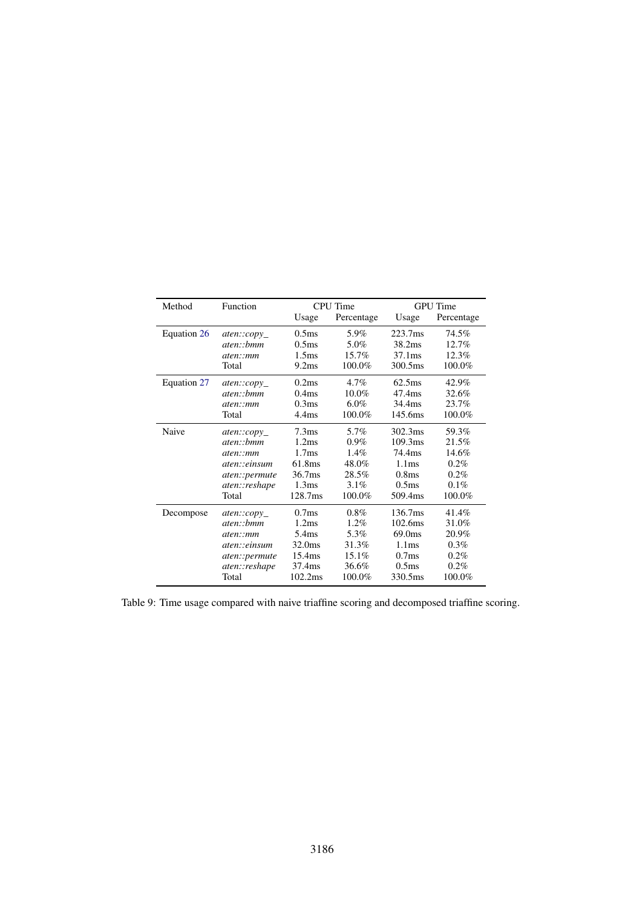| Method | Function | CPU Time | | GPU Time | |
|---|---|---|---|---|---|
| | | Usage | Percentage | Usage | Percentage |
| Equation 26 | *aten::copy_* | 0.5ms | 5.9% | 223.7ms | 74.5% |
| | *aten::bmm* | 0.5ms | 5.0% | 38.2ms | 12.7% |
| | *aten::mm* | 1.5ms | 15.7% | 37.1ms | 12.3% |
| | Total | 9.2ms | 100.0% | 300.5ms | 100.0% |
| Equation 27 | *aten::copy_* | 0.2ms | 4.7% | 62.5ms | 42.9% |
| | *aten::bmm* | 0.4ms | 10.0% | 47.4ms | 32.6% |
| | *aten::mm* | 0.3ms | 6.0% | 34.4ms | 23.7% |
| | Total | 4.4ms | 100.0% | 145.6ms | 100.0% |
| Naive | *aten::copy_* | 7.3ms | 5.7% | 302.3ms | 59.3% |
| | *aten::bmm* | 1.2ms | 0.9% | 109.3ms | 21.5% |
| | *aten::mm* | 1.7ms | 1.4% | 74.4ms | 14.6% |
| | *aten::einsum* | 61.8ms | 48.0% | 1.1ms | 0.2% |
| | *aten::permute* | 36.7ms | 28.5% | 0.8ms | 0.2% |
| | *aten::reshape* | 1.3ms | 3.1% | 0.5ms | 0.1% |
| | Total | 128.7ms | 100.0% | 509.4ms | 100.0% |
| Decompose | *aten::copy_* | 0.7ms | 0.8% | 136.7ms | 41.4% |
| | *aten::bmm* | 1.2ms | 1.2% | 102.6ms | 31.0% |
| | *aten::mm* | 5.4ms | 5.3% | 69.0ms | 20.9% |
| | *aten::einsum* | 32.0ms | 31.3% | 1.1ms | 0.3% |
| | *aten::permute* | 15.4ms | 15.1% | 0.7ms | 0.2% |
| | *aten::reshape* | 37.4ms | 36.6% | 0.5ms | 0.2% |
| | Total | 102.2ms | 100.0% | 330.5ms | 100.0% |

Table 9: Time usage compared with naive triaffine scoring and decomposed triaffine scoring.